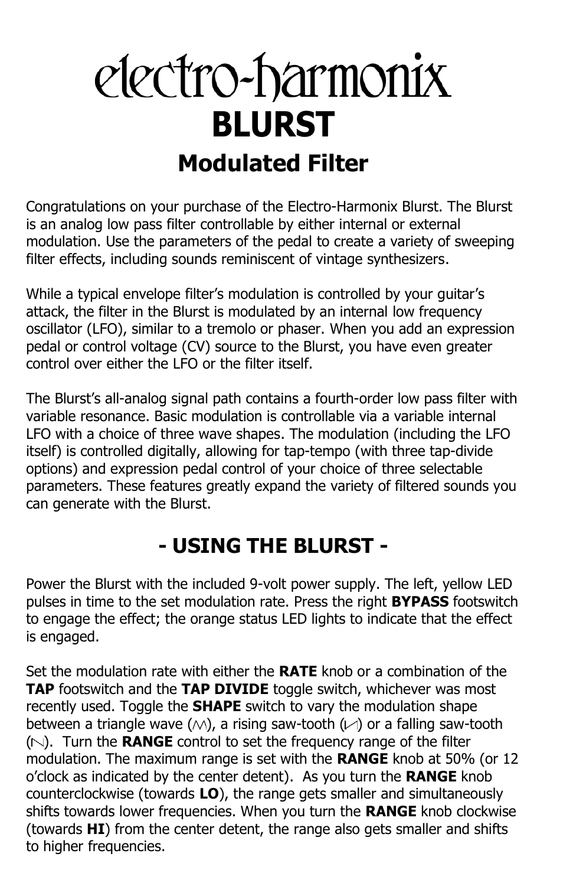# electro-harmonix

# BLURST

## Modulated Filter

Congratulations on your purchase of the Electro-Harmonix Blurst. The Blurst is an analog low pass filter controllable by either internal or external modulation. Use the parameters of the pedal to create a variety of sweeping filter effects, including sounds reminiscent of vintage synthesizers.

While a typical envelope filter's modulation is controlled by your guitar's attack, the filter in the Blurst is modulated by an internal low frequency oscillator (LFO), similar to a tremolo or phaser. When you add an expression pedal or control voltage (CV) source to the Blurst, you have even greater control over either the LFO or the filter itself.

The Blurst's all-analog signal path contains a fourth-order low pass filter with variable resonance. Basic modulation is controllable via a variable internal LFO with a choice of three wave shapes. The modulation (including the LFO itself) is controlled digitally, allowing for tap-tempo (with three tap-divide options) and expression pedal control of your choice of three selectable parameters. These features greatly expand the variety of filtered sounds you can generate with the Blurst.

## - USING THE BLURST -

Power the Blurst with the included 9-volt power supply. The left, yellow LED pulses in time to the set modulation rate. Press the right **BYPASS** footswitch to engage the effect; the orange status LED lights to indicate that the effect is engaged.

Set the modulation rate with either the **RATE** knob or a combination of the **TAP** footswitch and the **TAP DIVIDE** toggle switch, whichever was most recently used. Toggle the **SHAPE** switch to vary the modulation shape between a triangle wave (/\/\), a rising saw-tooth (|/|) or a falling saw-tooth (|\|). Turn the **RANGE** control to set the frequency range of the filter modulation. The maximum range is set with the **RANGE** knob at 50% (or 12 o'clock as indicated by the center detent). As you turn the **RANGE** knob counterclockwise (towards **LO**), the range gets smaller and simultaneously shifts towards lower frequencies. When you turn the **RANGE** knob clockwise (towards **HI**) from the center detent, the range also gets smaller and shifts to higher frequencies.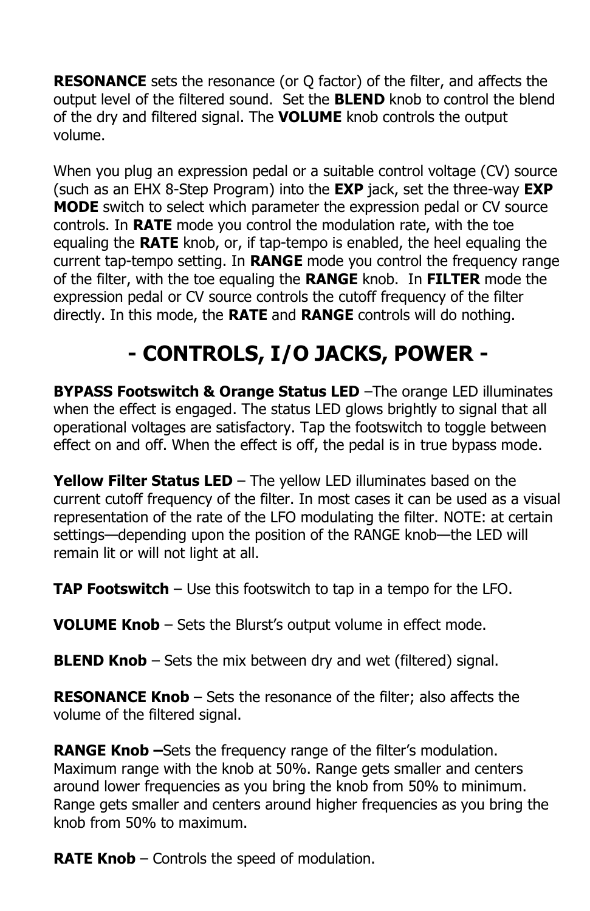**RESONANCE** sets the resonance (or Q factor) of the filter, and affects the output level of the filtered sound. Set the **BLEND** knob to control the blend of the dry and filtered signal. The **VOLUME** knob controls the output volume.

When you plug an expression pedal or a suitable control voltage (CV) source (such as an EHX 8-Step Program) into the **EXP** jack, set the three-way **EXP MODE** switch to select which parameter the expression pedal or CV source controls. In **RATE** mode you control the modulation rate, with the toe equaling the **RATE** knob, or, if tap-tempo is enabled, the heel equaling the current tap-tempo setting. In **RANGE** mode you control the frequency range of the filter, with the toe equaling the **RANGE** knob. In **FILTER** mode the expression pedal or CV source controls the cutoff frequency of the filter directly. In this mode, the **RATE** and **RANGE** controls will do nothing.

# - CONTROLS, I/O JACKS, POWER -

**BYPASS Footswitch & Orange Status LED** –The orange LED illuminates when the effect is engaged. The status LED glows brightly to signal that all operational voltages are satisfactory. Tap the footswitch to toggle between effect on and off. When the effect is off, the pedal is in true bypass mode.

**Yellow Filter Status LED** – The yellow LED illuminates based on the current cutoff frequency of the filter. In most cases it can be used as a visual representation of the rate of the LFO modulating the filter. NOTE: at certain settings—depending upon the position of the RANGE knob—the LED will remain lit or will not light at all.

**TAP Footswitch** – Use this footswitch to tap in a tempo for the LFO.

**VOLUME Knob** – Sets the Blurst's output volume in effect mode.

**BLEND Knob** – Sets the mix between dry and wet (filtered) signal.

**RESONANCE Knob** – Sets the resonance of the filter; also affects the volume of the filtered signal.

**RANGE Knob –**Sets the frequency range of the filter's modulation. Maximum range with the knob at 50%. Range gets smaller and centers around lower frequencies as you bring the knob from 50% to minimum. Range gets smaller and centers around higher frequencies as you bring the knob from 50% to maximum.

**RATE Knob** – Controls the speed of modulation.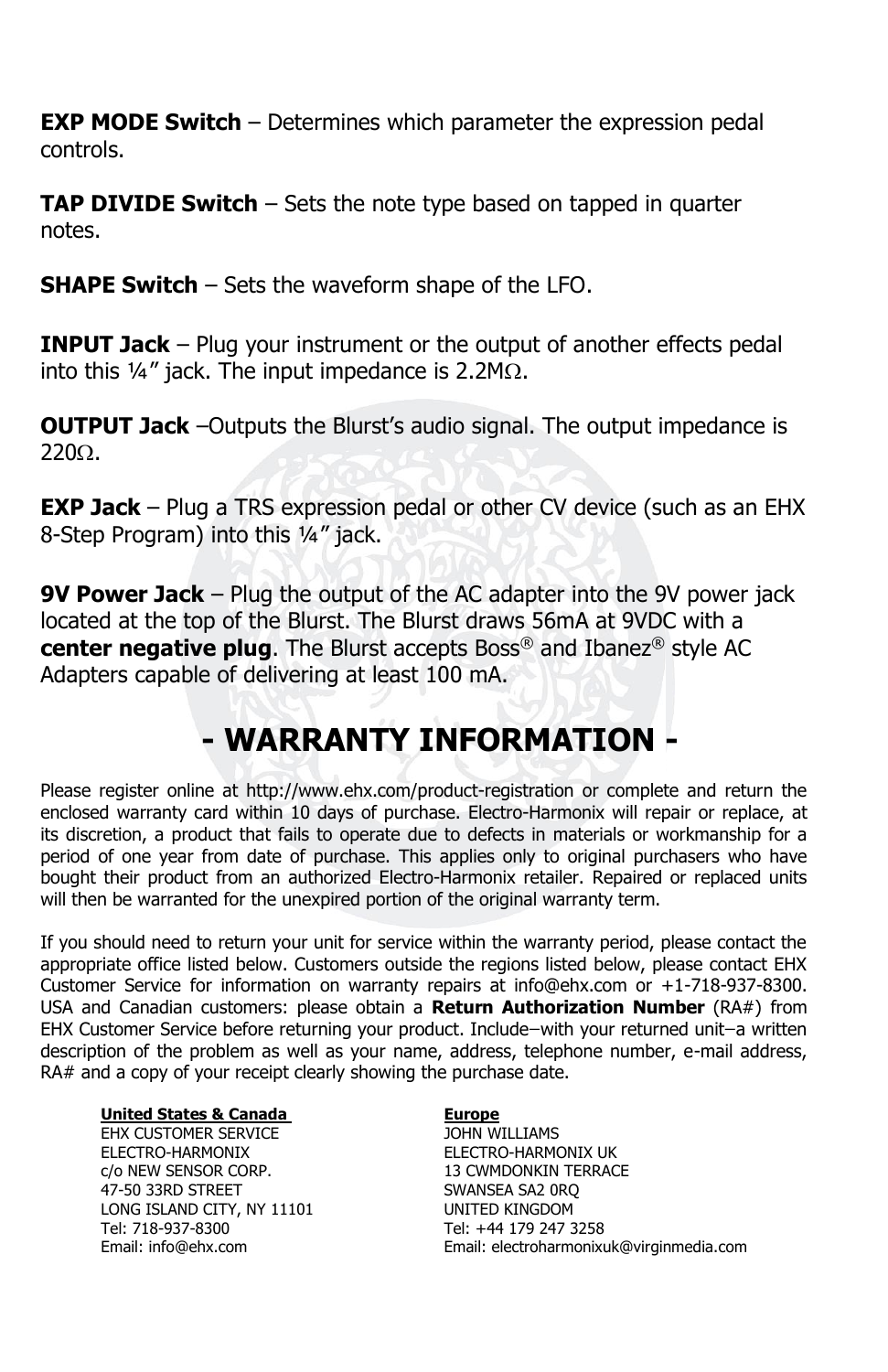**EXP MODE Switch** – Determines which parameter the expression pedal controls.

**TAP DIVIDE Switch** – Sets the note type based on tapped in quarter notes.

**SHAPE Switch** – Sets the waveform shape of the LFO.

**INPUT Jack** – Plug your instrument or the output of another effects pedal into this ¼" jack. The input impedance is 2.2MΩ.

**OUTPUT Jack** –Outputs the Blurst's audio signal. The output impedance is 220Ω.

**EXP Jack** – Plug a TRS expression pedal or other CV device (such as an EHX 8-Step Program) into this ¼" jack.

**9V Power Jack** – Plug the output of the AC adapter into the 9V power jack located at the top of the Blurst. The Blurst draws 56mA at 9VDC with a **center negative plug**. The Blurst accepts Boss® and Ibanez® style AC Adapters capable of delivering at least 100 mA.

# - WARRANTY INFORMATION -

Please register online at http://www.ehx.com/product-registration or complete and return the enclosed warranty card within 10 days of purchase. Electro-Harmonix will repair or replace, at its discretion, a product that fails to operate due to defects in materials or workmanship for a period of one year from date of purchase. This applies only to original purchasers who have bought their product from an authorized Electro-Harmonix retailer. Repaired or replaced units will then be warranted for the unexpired portion of the original warranty term.

If you should need to return your unit for service within the warranty period, please contact the appropriate office listed below. Customers outside the regions listed below, please contact EHX Customer Service for information on warranty repairs at info@ehx.com or +1-718-937-8300. USA and Canadian customers: please obtain a **Return Authorization Number** (RA#) from EHX Customer Service before returning your product. Include–with your returned unit–a written description of the problem as well as your name, address, telephone number, e-mail address, RA# and a copy of your receipt clearly showing the purchase date.

**United States & Canada**
EHX CUSTOMER SERVICE
ELECTRO-HARMONIX
c/o NEW SENSOR CORP.
47-50 33RD STREET
LONG ISLAND CITY, NY 11101
Tel: 718-937-8300
Email: info@ehx.com

**Europe**
JOHN WILLIAMS
ELECTRO-HARMONIX UK
13 CWMDONKIN TERRACE
SWANSEA SA2 0RQ
UNITED KINGDOM
Tel: +44 179 247 3258
Email: electroharmonixuk@virginmedia.com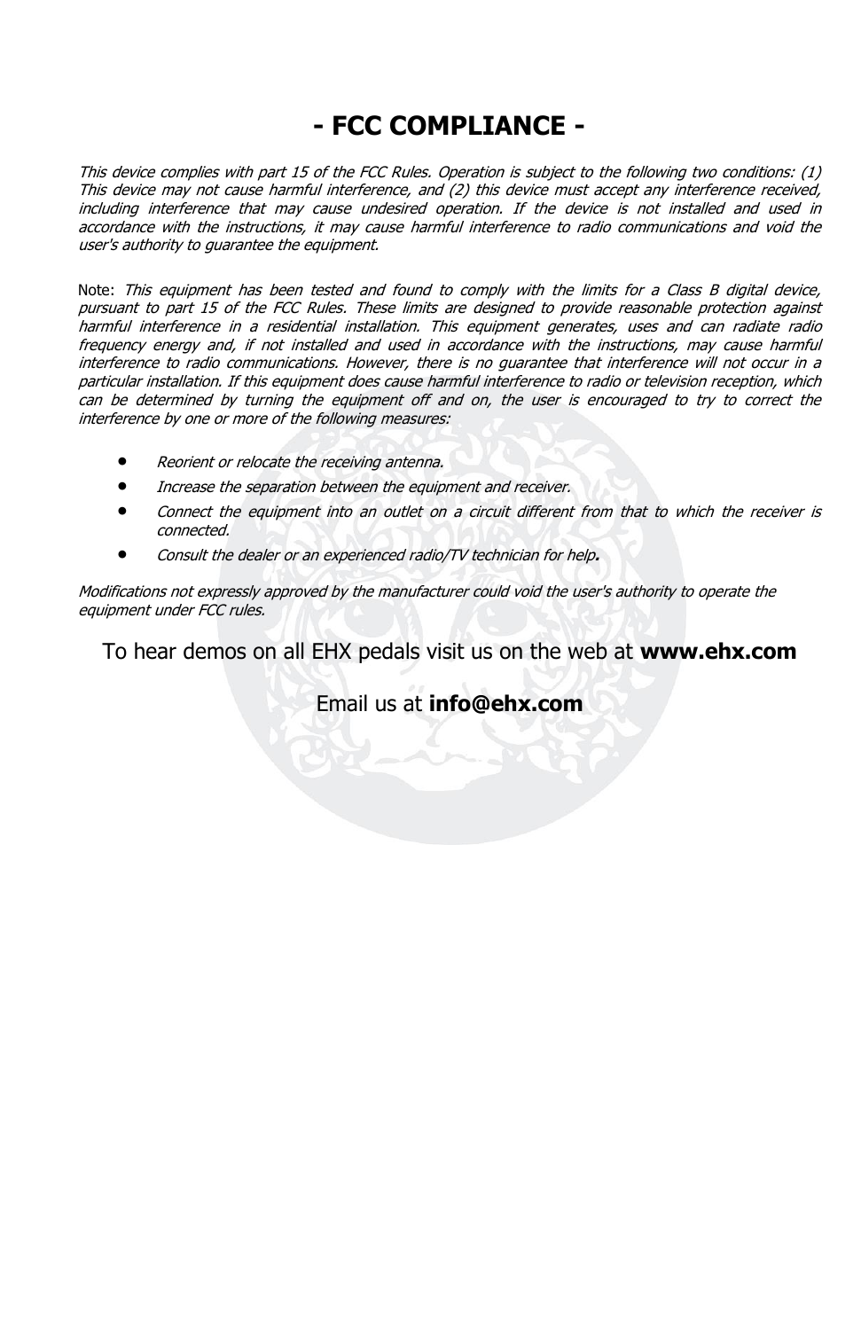# - FCC COMPLIANCE -

*This device complies with part 15 of the FCC Rules. Operation is subject to the following two conditions: (1) This device may not cause harmful interference, and (2) this device must accept any interference received, including interference that may cause undesired operation. If the device is not installed and used in accordance with the instructions, it may cause harmful interference to radio communications and void the user's authority to guarantee the equipment.*

Note: *This equipment has been tested and found to comply with the limits for a Class B digital device, pursuant to part 15 of the FCC Rules. These limits are designed to provide reasonable protection against harmful interference in a residential installation. This equipment generates, uses and can radiate radio frequency energy and, if not installed and used in accordance with the instructions, may cause harmful interference to radio communications. However, there is no guarantee that interference will not occur in a particular installation. If this equipment does cause harmful interference to radio or television reception, which can be determined by turning the equipment off and on, the user is encouraged to try to correct the interference by one or more of the following measures:*

- *Reorient or relocate the receiving antenna.*
- *Increase the separation between the equipment and receiver.*
- *Connect the equipment into an outlet on a circuit different from that to which the receiver is connected.*
- *Consult the dealer or an experienced radio/TV technician for help.*

*Modifications not expressly approved by the manufacturer could void the user's authority to operate the equipment under FCC rules.*

To hear demos on all EHX pedals visit us on the web at **www.ehx.com**

Email us at **info@ehx.com**